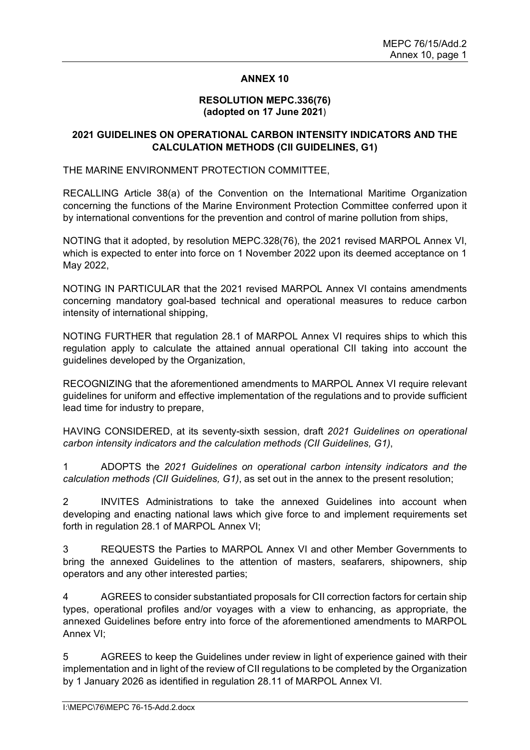# ANNEX 10

## RESOLUTION MEPC.336(76) (adopted on 17 June 2021)

## 2021 GUIDELINES ON OPERATIONAL CARBON INTENSITY INDICATORS AND THE CALCULATION METHODS (CII GUIDELINES, G1)

THE MARINE ENVIRONMENT PROTECTION COMMITTEE,

RECALLING Article 38(a) of the Convention on the International Maritime Organization concerning the functions of the Marine Environment Protection Committee conferred upon it by international conventions for the prevention and control of marine pollution from ships,

NOTING that it adopted, by resolution MEPC.328(76), the 2021 revised MARPOL Annex VI, which is expected to enter into force on 1 November 2022 upon its deemed acceptance on 1 May 2022,

NOTING IN PARTICULAR that the 2021 revised MARPOL Annex VI contains amendments concerning mandatory goal-based technical and operational measures to reduce carbon intensity of international shipping,

NOTING FURTHER that regulation 28.1 of MARPOL Annex VI requires ships to which this regulation apply to calculate the attained annual operational CII taking into account the guidelines developed by the Organization,

RECOGNIZING that the aforementioned amendments to MARPOL Annex VI require relevant guidelines for uniform and effective implementation of the regulations and to provide sufficient lead time for industry to prepare,

HAVING CONSIDERED, at its seventy-sixth session, draft *2021 Guidelines on operational carbon intensity indicators and the calculation methods (CII Guidelines, G1)*,

1 ADOPTS the *2021 Guidelines on operational carbon intensity indicators and the calculation methods (CII Guidelines, G1)*, as set out in the annex to the present resolution;

2 INVITES Administrations to take the annexed Guidelines into account when developing and enacting national laws which give force to and implement requirements set forth in regulation 28.1 of MARPOL Annex VI;

3 REQUESTS the Parties to MARPOL Annex VI and other Member Governments to bring the annexed Guidelines to the attention of masters, seafarers, shipowners, ship operators and any other interested parties;

4 AGREES to consider substantiated proposals for CII correction factors for certain ship types, operational profiles and/or voyages with a view to enhancing, as appropriate, the annexed Guidelines before entry into force of the aforementioned amendments to MARPOL Annex VI;

5 AGREES to keep the Guidelines under review in light of experience gained with their implementation and in light of the review of CII regulations to be completed by the Organization by 1 January 2026 as identified in regulation 28.11 of MARPOL Annex VI.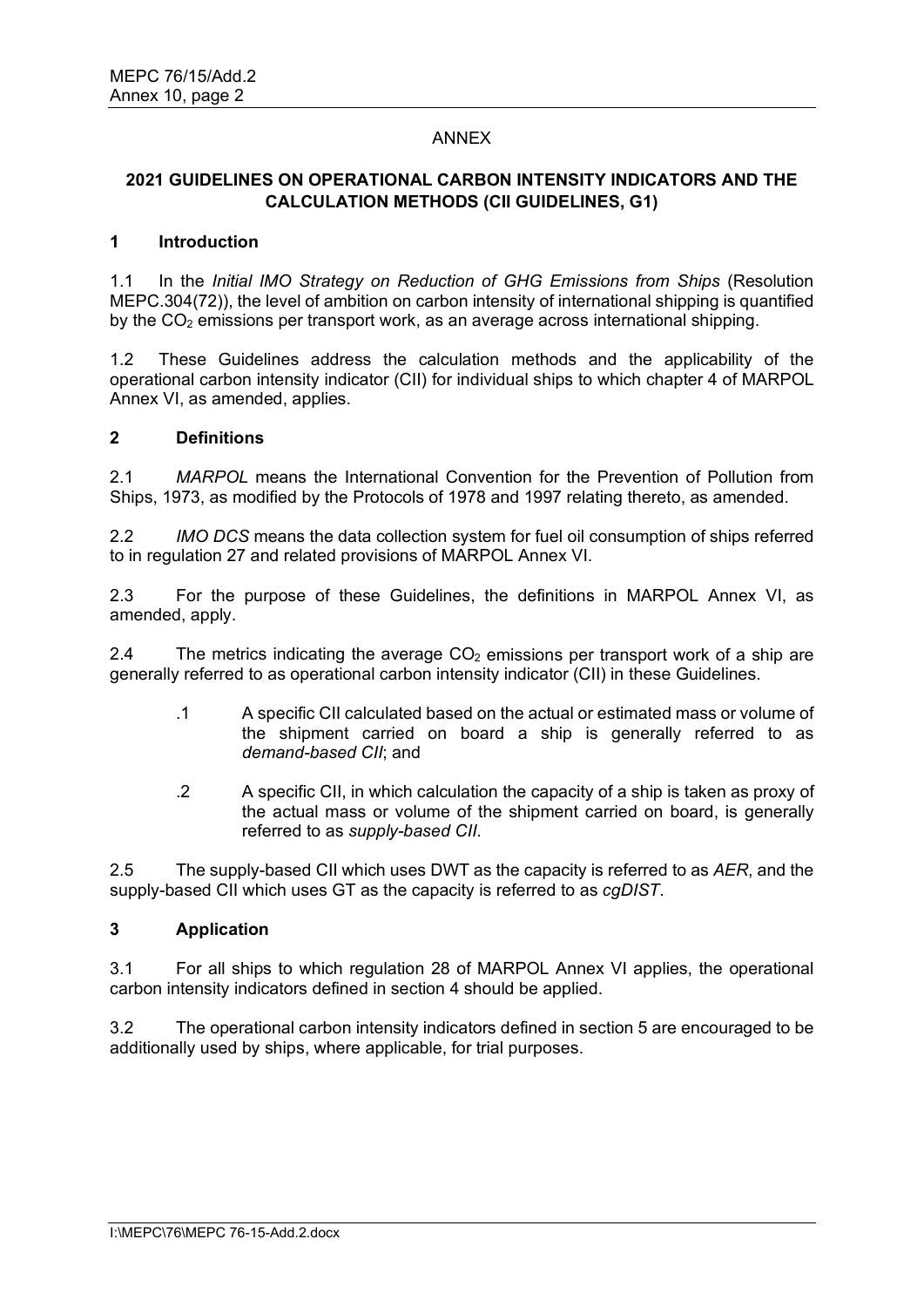ANNEX

## 2021 GUIDELINES ON OPERATIONAL CARBON INTENSITY INDICATORS AND THE CALCULATION METHODS (CII GUIDELINES, G1)

### 1 Introduction

1.1 In the *Initial IMO Strategy on Reduction of GHG Emissions from Ships* (Resolution MEPC.304(72)), the level of ambition on carbon intensity of international shipping is quantified by the $CO_2$ emissions per transport work, as an average across international shipping.

1.2 These Guidelines address the calculation methods and the applicability of the operational carbon intensity indicator (CII) for individual ships to which chapter 4 of MARPOL Annex VI, as amended, applies.

### 2 Definitions

2.1 *MARPOL* means the International Convention for the Prevention of Pollution from Ships, 1973, as modified by the Protocols of 1978 and 1997 relating thereto, as amended.

2.2 *IMO DCS* means the data collection system for fuel oil consumption of ships referred to in regulation 27 and related provisions of MARPOL Annex VI.

2.3 For the purpose of these Guidelines, the definitions in MARPOL Annex VI, as amended, apply.

2.4 The metrics indicating the average $CO_2$ emissions per transport work of a ship are generally referred to as operational carbon intensity indicator (CII) in these Guidelines.

.1 A specific CII calculated based on the actual or estimated mass or volume of the shipment carried on board a ship is generally referred to as *demand-based CII*; and

.2 A specific CII, in which calculation the capacity of a ship is taken as proxy of the actual mass or volume of the shipment carried on board, is generally referred to as *supply-based CII*.

2.5 The supply-based CII which uses DWT as the capacity is referred to as *AER*, and the supply-based CII which uses GT as the capacity is referred to as *cgDIST*.

### 3 Application

3.1 For all ships to which regulation 28 of MARPOL Annex VI applies, the operational carbon intensity indicators defined in section 4 should be applied.

3.2 The operational carbon intensity indicators defined in section 5 are encouraged to be additionally used by ships, where applicable, for trial purposes.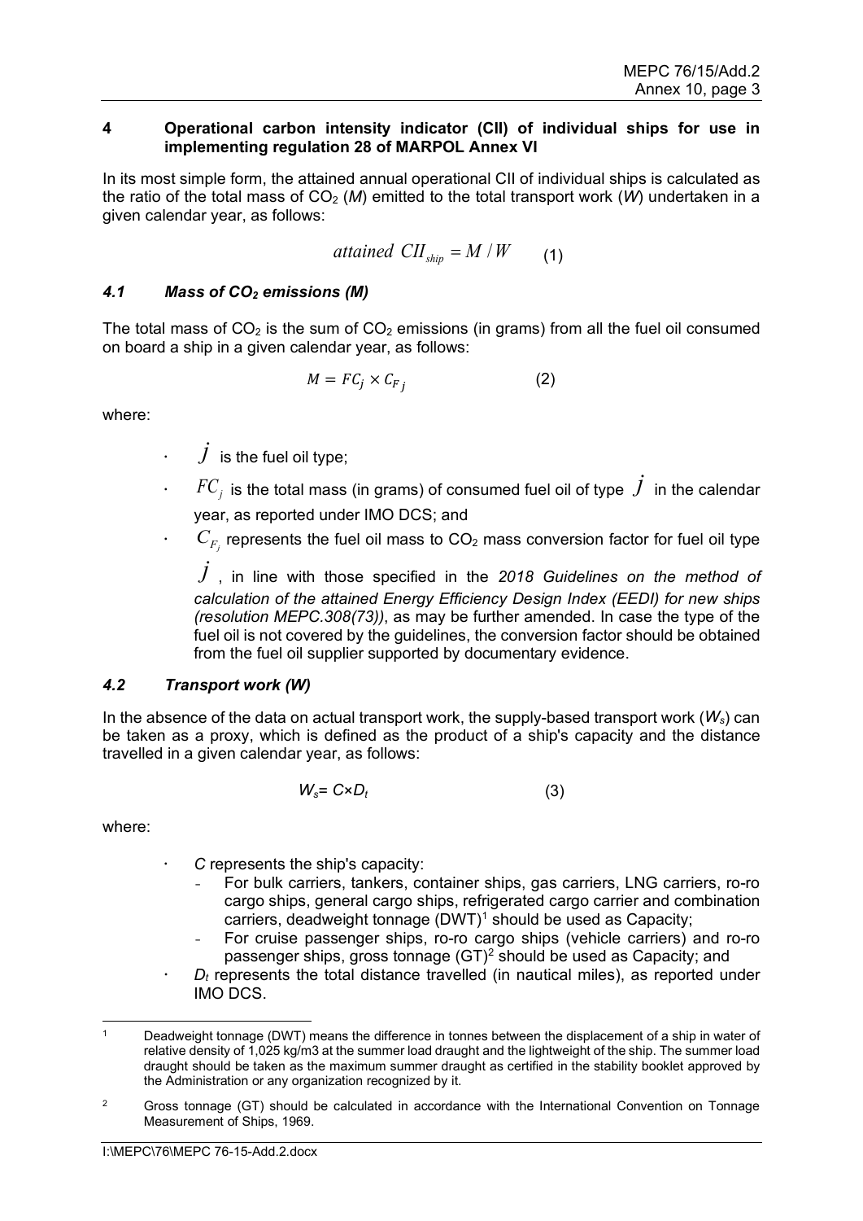## 4 Operational carbon intensity indicator (CII) of individual ships for use in implementing regulation 28 of MARPOL Annex VI

In its most simple form, the attained annual operational CII of individual ships is calculated as the ratio of the total mass of $CO_2$ ($M$) emitted to the total transport work ($W$) undertaken in a given calendar year, as follows:

$$attained\ CII_{ship} = M / W \qquad (1)$$

### *4.1 Mass of $CO_2$ emissions (M)*

The total mass of $CO_2$ is the sum of $CO_2$ emissions (in grams) from all the fuel oil consumed on board a ship in a given calendar year, as follows:

$$M = FC_j \times C_{F\,j} \qquad (2)$$

where:

- $j$ is the fuel oil type;
- $FC_j$ is the total mass (in grams) of consumed fuel oil of type $j$ in the calendar year, as reported under IMO DCS; and
- $C_{F_j}$ represents the fuel oil mass to $CO_2$ mass conversion factor for fuel oil type $j$, in line with those specified in the *2018 Guidelines on the method of calculation of the attained Energy Efficiency Design Index (EEDI) for new ships (resolution MEPC.308(73))*, as may be further amended. In case the type of the fuel oil is not covered by the guidelines, the conversion factor should be obtained from the fuel oil supplier supported by documentary evidence.

### *4.2 Transport work (W)*

In the absence of the data on actual transport work, the supply-based transport work ($W_s$) can be taken as a proxy, which is defined as the product of a ship's capacity and the distance travelled in a given calendar year, as follows:

$$W_s = C \times D_t \qquad (3)$$

where:

- $C$ represents the ship's capacity:
  - For bulk carriers, tankers, container ships, gas carriers, LNG carriers, ro-ro cargo ships, general cargo ships, refrigerated cargo carrier and combination carriers, deadweight tonnage (DWT)[1] should be used as Capacity;
  - For cruise passenger ships, ro-ro cargo ships (vehicle carriers) and ro-ro passenger ships, gross tonnage (GT)[2] should be used as Capacity; and
- $D_t$ represents the total distance travelled (in nautical miles), as reported under IMO DCS.

---

[1] Deadweight tonnage (DWT) means the difference in tonnes between the displacement of a ship in water of relative density of 1,025 kg/m3 at the summer load draught and the lightweight of the ship. The summer load draught should be taken as the maximum summer draught as certified in the stability booklet approved by the Administration or any organization recognized by it.

[2] Gross tonnage (GT) should be calculated in accordance with the International Convention on Tonnage Measurement of Ships, 1969.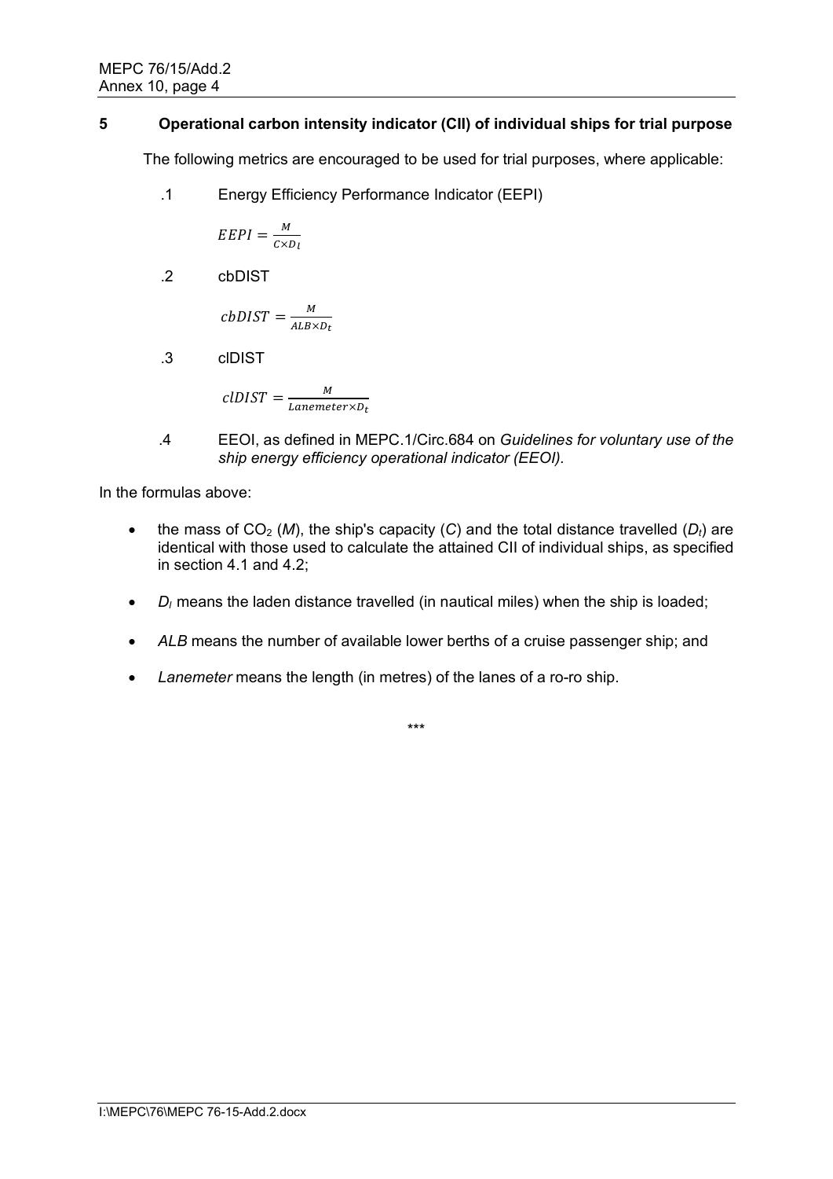## 5 Operational carbon intensity indicator (CII) of individual ships for trial purpose

The following metrics are encouraged to be used for trial purposes, where applicable:

.1 Energy Efficiency Performance Indicator (EEPI)

$$EEPI = \frac{M}{C \times D_l}$$

.2 cbDIST

$$cbDIST = \frac{M}{ALB \times D_t}$$

.3 clDIST

$$clDIST = \frac{M}{Lanemeter \times D_t}$$

.4 EEOI, as defined in MEPC.1/Circ.684 on *Guidelines for voluntary use of the ship energy efficiency operational indicator (EEOI).*

In the formulas above:

- the mass of $CO_2$ (*M*), the ship's capacity (*C*) and the total distance travelled ($D_t$) are identical with those used to calculate the attained CII of individual ships, as specified in section 4.1 and 4.2;
- $D_l$ means the laden distance travelled (in nautical miles) when the ship is loaded;
- *ALB* means the number of available lower berths of a cruise passenger ship; and
- *Lanemeter* means the length (in metres) of the lanes of a ro-ro ship.

***